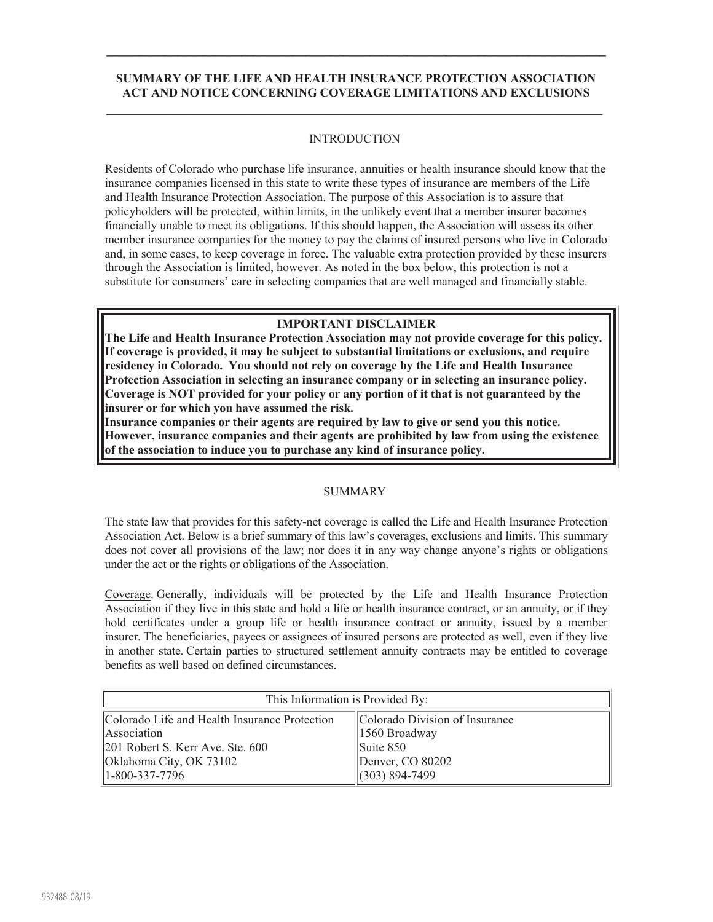## SUMMARY OF THE LIFE AND HEALTH INSURANCE PROTECTION ASSOCIATION ACT AND NOTICE CONCERNING COVERAGE LIMITATIONS AND EXCLUSIONS

### INTRODUCTION

Residents of Colorado who purchase life insurance, annuities or health insurance should know that the insurance companies licensed in this state to write these types of insurance are members of the Life and Health Insurance Protection Association. The purpose of this Association is to assure that policyholders will be protected, within limits, in the unlikely event that a member insurer becomes financially unable to meet its obligations. If this should happen, the Association will assess its other member insurance companies for the money to pay the claims of insured persons who live in Colorado and, in some cases, to keep coverage in force. The valuable extra protection provided by these insurers through the Association is limited, however. As noted in the box below, this protection is not a substitute for consumers' care in selecting companies that are well managed and financially stable.

**IMPORTANT DISCLAIMER**

**The Life and Health Insurance Protection Association may not provide coverage for this policy. If coverage is provided, it may be subject to substantial limitations or exclusions, and require residency in Colorado. You should not rely on coverage by the Life and Health Insurance Protection Association in selecting an insurance company or in selecting an insurance policy. Coverage is NOT provided for your policy or any portion of it that is not guaranteed by the insurer or for which you have assumed the risk.**

**Insurance companies or their agents are required by law to give or send you this notice. However, insurance companies and their agents are prohibited by law from using the existence of the association to induce you to purchase any kind of insurance policy.**

### SUMMARY

The state law that provides for this safety-net coverage is called the Life and Health Insurance Protection Association Act. Below is a brief summary of this law's coverages, exclusions and limits. This summary does not cover all provisions of the law; nor does it in any way change anyone's rights or obligations under the act or the rights or obligations of the Association.

Coverage. Generally, individuals will be protected by the Life and Health Insurance Protection Association if they live in this state and hold a life or health insurance contract, or an annuity, or if they hold certificates under a group life or health insurance contract or annuity, issued by a member insurer. The beneficiaries, payees or assignees of insured persons are protected as well, even if they live in another state. Certain parties to structured settlement annuity contracts may be entitled to coverage benefits as well based on defined circumstances.

| This Information is Provided By: | |
|---|---|
| Colorado Life and Health Insurance Protection Association<br>201 Robert S. Kerr Ave. Ste. 600<br>Oklahoma City, OK 73102<br>1-800-337-7796 | Colorado Division of Insurance<br>1560 Broadway<br>Suite 850<br>Denver, CO 80202<br>(303) 894-7499 |

932488 08/19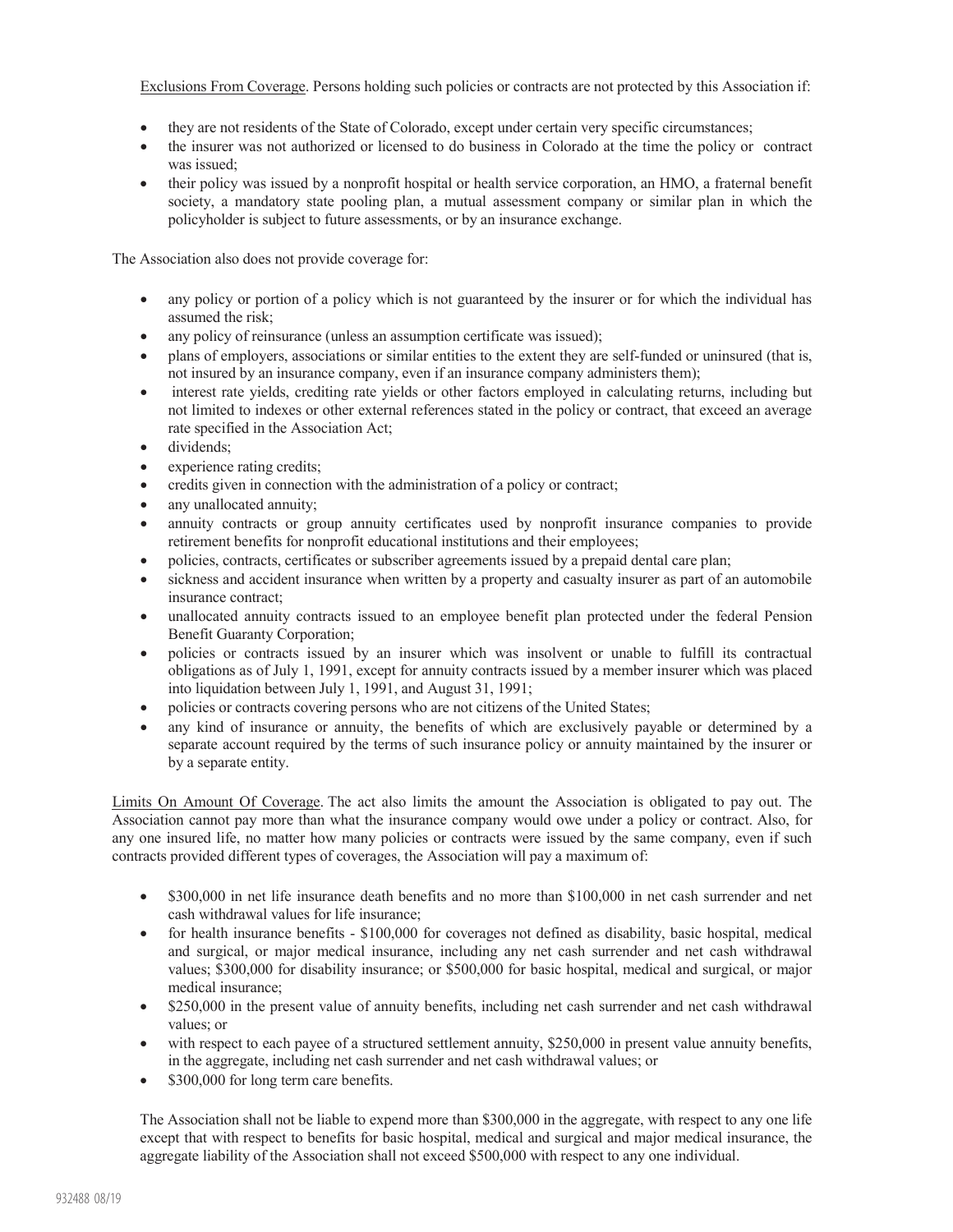Exclusions From Coverage. Persons holding such policies or contracts are not protected by this Association if:

- they are not residents of the State of Colorado, except under certain very specific circumstances;
- the insurer was not authorized or licensed to do business in Colorado at the time the policy or contract was issued;
- their policy was issued by a nonprofit hospital or health service corporation, an HMO, a fraternal benefit society, a mandatory state pooling plan, a mutual assessment company or similar plan in which the policyholder is subject to future assessments, or by an insurance exchange.

The Association also does not provide coverage for:

- any policy or portion of a policy which is not guaranteed by the insurer or for which the individual has assumed the risk;
- any policy of reinsurance (unless an assumption certificate was issued);
- plans of employers, associations or similar entities to the extent they are self-funded or uninsured (that is, not insured by an insurance company, even if an insurance company administers them);
- interest rate yields, crediting rate yields or other factors employed in calculating returns, including but not limited to indexes or other external references stated in the policy or contract, that exceed an average rate specified in the Association Act;
- dividends;
- experience rating credits;
- credits given in connection with the administration of a policy or contract;
- any unallocated annuity;
- annuity contracts or group annuity certificates used by nonprofit insurance companies to provide retirement benefits for nonprofit educational institutions and their employees;
- policies, contracts, certificates or subscriber agreements issued by a prepaid dental care plan;
- sickness and accident insurance when written by a property and casualty insurer as part of an automobile insurance contract;
- unallocated annuity contracts issued to an employee benefit plan protected under the federal Pension Benefit Guaranty Corporation;
- policies or contracts issued by an insurer which was insolvent or unable to fulfill its contractual obligations as of July 1, 1991, except for annuity contracts issued by a member insurer which was placed into liquidation between July 1, 1991, and August 31, 1991;
- policies or contracts covering persons who are not citizens of the United States;
- any kind of insurance or annuity, the benefits of which are exclusively payable or determined by a separate account required by the terms of such insurance policy or annuity maintained by the insurer or by a separate entity.

Limits On Amount Of Coverage. The act also limits the amount the Association is obligated to pay out. The Association cannot pay more than what the insurance company would owe under a policy or contract. Also, for any one insured life, no matter how many policies or contracts were issued by the same company, even if such contracts provided different types of coverages, the Association will pay a maximum of:

- $300,000 in net life insurance death benefits and no more than $100,000 in net cash surrender and net cash withdrawal values for life insurance;
- for health insurance benefits - $100,000 for coverages not defined as disability, basic hospital, medical and surgical, or major medical insurance, including any net cash surrender and net cash withdrawal values; $300,000 for disability insurance; or $500,000 for basic hospital, medical and surgical, or major medical insurance;
- $250,000 in the present value of annuity benefits, including net cash surrender and net cash withdrawal values; or
- with respect to each payee of a structured settlement annuity, $250,000 in present value annuity benefits, in the aggregate, including net cash surrender and net cash withdrawal values; or
- $300,000 for long term care benefits.

The Association shall not be liable to expend more than $300,000 in the aggregate, with respect to any one life except that with respect to benefits for basic hospital, medical and surgical and major medical insurance, the aggregate liability of the Association shall not exceed $500,000 with respect to any one individual.

932488 08/19